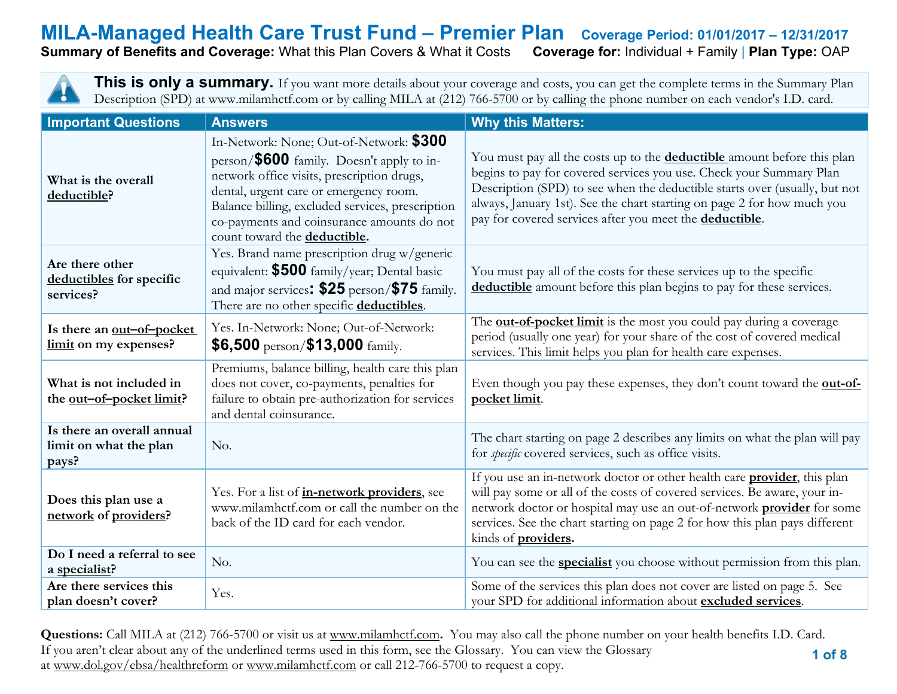# MILA-Managed Health Care Trust Fund – Premier Plan

**Coverage Period: 01/01/2017 – 12/31/2017**

**Summary of Benefits and Coverage:** What this Plan Covers & What it Costs **Coverage for:** Individual + Family | **Plan Type:** OAP

**This is only a summary.** If you want more details about your coverage and costs, you can get the complete terms in the Summary Plan Description (SPD) at www.milamhctf.com or by calling MILA at (212) 766-5700 or by calling the phone number on each vendor's I.D. card.

| Important Questions | Answers | Why this Matters: |
|---|---|---|
| **What is the overall deductible?** | In-Network: None; Out-of-Network: **$300** person/**$600** family. Doesn't apply to in-network office visits, prescription drugs, dental, urgent care or emergency room. Balance billing, excluded services, prescription co-payments and coinsurance amounts do not count toward the **deductible.** | You must pay all the costs up to the **deductible** amount before this plan begins to pay for covered services you use. Check your Summary Plan Description (SPD) to see when the deductible starts over (usually, but not always, January 1st). See the chart starting on page 2 for how much you pay for covered services after you meet the **deductible**. |
| **Are there other deductibles for specific services?** | Yes. Brand name prescription drug w/generic equivalent: **$500** family/year; Dental basic and major services**: $25** person/**$75** family. There are no other specific **deductibles**. | You must pay all of the costs for these services up to the specific **deductible** amount before this plan begins to pay for these services. |
| **Is there an out–of–pocket limit on my expenses?** | Yes. In-Network: None; Out-of-Network: **$6,500** person/**$13,000** family. | The **out-of-pocket limit** is the most you could pay during a coverage period (usually one year) for your share of the cost of covered medical services. This limit helps you plan for health care expenses. |
| **What is not included in the out–of–pocket limit?** | Premiums, balance billing, health care this plan does not cover, co-payments, penalties for failure to obtain pre-authorization for services and dental coinsurance. | Even though you pay these expenses, they don't count toward the **out-of-pocket limit**. |
| **Is there an overall annual limit on what the plan pays?** | No. | The chart starting on page 2 describes any limits on what the plan will pay for *specific* covered services, such as office visits. |
| **Does this plan use a network of providers?** | Yes. For a list of **in-network providers**, see www.milamhctf.com or call the number on the back of the ID card for each vendor. | If you use an in-network doctor or other health care **provider**, this plan will pay some or all of the costs of covered services. Be aware, your in-network doctor or hospital may use an out-of-network **provider** for some services. See the chart starting on page 2 for how this plan pays different kinds of **providers.** |
| **Do I need a referral to see a specialist?** | No. | You can see the **specialist** you choose without permission from this plan. |
| **Are there services this plan doesn't cover?** | Yes. | Some of the services this plan does not cover are listed on page 5. See your SPD for additional information about **excluded services**. |

**Questions:** Call MILA at (212) 766-5700 or visit us at www.milamhctf.com**.** You may also call the phone number on your health benefits I.D. Card. If you aren't clear about any of the underlined terms used in this form, see the Glossary. You can view the Glossary at www.dol.gov/ebsa/healthreform or www.milamhctf.com or call 212-766-5700 to request a copy.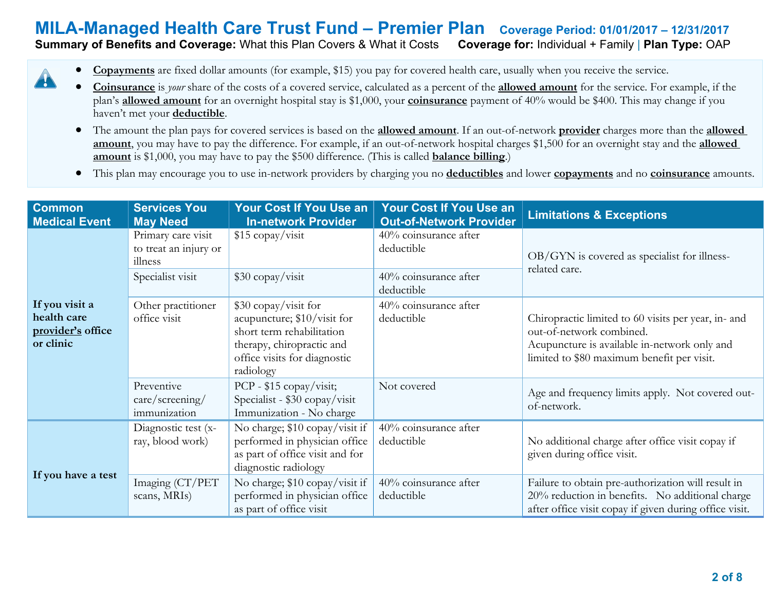# MILA-Managed Health Care Trust Fund – Premier Plan

**Coverage Period: 01/01/2017 – 12/31/2017**

**Summary of Benefits and Coverage:** What this Plan Covers & What it Costs **Coverage for:** Individual + Family | **Plan Type:** OAP

- **Copayments** are fixed dollar amounts (for example, $15) you pay for covered health care, usually when you receive the service.
- **Coinsurance** is *your* share of the costs of a covered service, calculated as a percent of the **allowed amount** for the service. For example, if the plan's **allowed amount** for an overnight hospital stay is $1,000, your **coinsurance** payment of 40% would be $400. This may change if you haven't met your **deductible**.
- The amount the plan pays for covered services is based on the **allowed amount**. If an out-of-network **provider** charges more than the **allowed amount**, you may have to pay the difference. For example, if an out-of-network hospital charges $1,500 for an overnight stay and the **allowed amount** is $1,000, you may have to pay the $500 difference. (This is called **balance billing**.)
- This plan may encourage you to use in-network providers by charging you no **deductibles** and lower **copayments** and no **coinsurance** amounts.

| Common Medical Event | Services You May Need | Your Cost If You Use an In-network Provider | Your Cost If You Use an Out-of-Network Provider | Limitations & Exceptions |
|---|---|---|---|---|
| **If you visit a health care provider's office or clinic** | Primary care visit to treat an injury or illness | $15 copay/visit | 40% coinsurance after deductible | OB/GYN is covered as specialist for illness-related care. |
| | Specialist visit | $30 copay/visit | 40% coinsurance after deductible | |
| | Other practitioner office visit | $30 copay/visit for acupuncture; $10/visit for short term rehabilitation therapy, chiropractic and office visits for diagnostic radiology | 40% coinsurance after deductible | Chiropractic limited to 60 visits per year, in- and out-of-network combined.<br>Acupuncture is available in-network only and limited to $80 maximum benefit per visit. |
| | Preventive care/screening/ immunization | PCP - $15 copay/visit;<br>Specialist - $30 copay/visit<br>Immunization - No charge | Not covered | Age and frequency limits apply. Not covered out-of-network. |
| **If you have a test** | Diagnostic test (x-ray, blood work) | No charge; $10 copay/visit if performed in physician office as part of office visit and for diagnostic radiology | 40% coinsurance after deductible | No additional charge after office visit copay if given during office visit. |
| | Imaging (CT/PET scans, MRIs) | No charge; $10 copay/visit if performed in physician office as part of office visit | 40% coinsurance after deductible | Failure to obtain pre-authorization will result in 20% reduction in benefits. No additional charge after office visit copay if given during office visit. |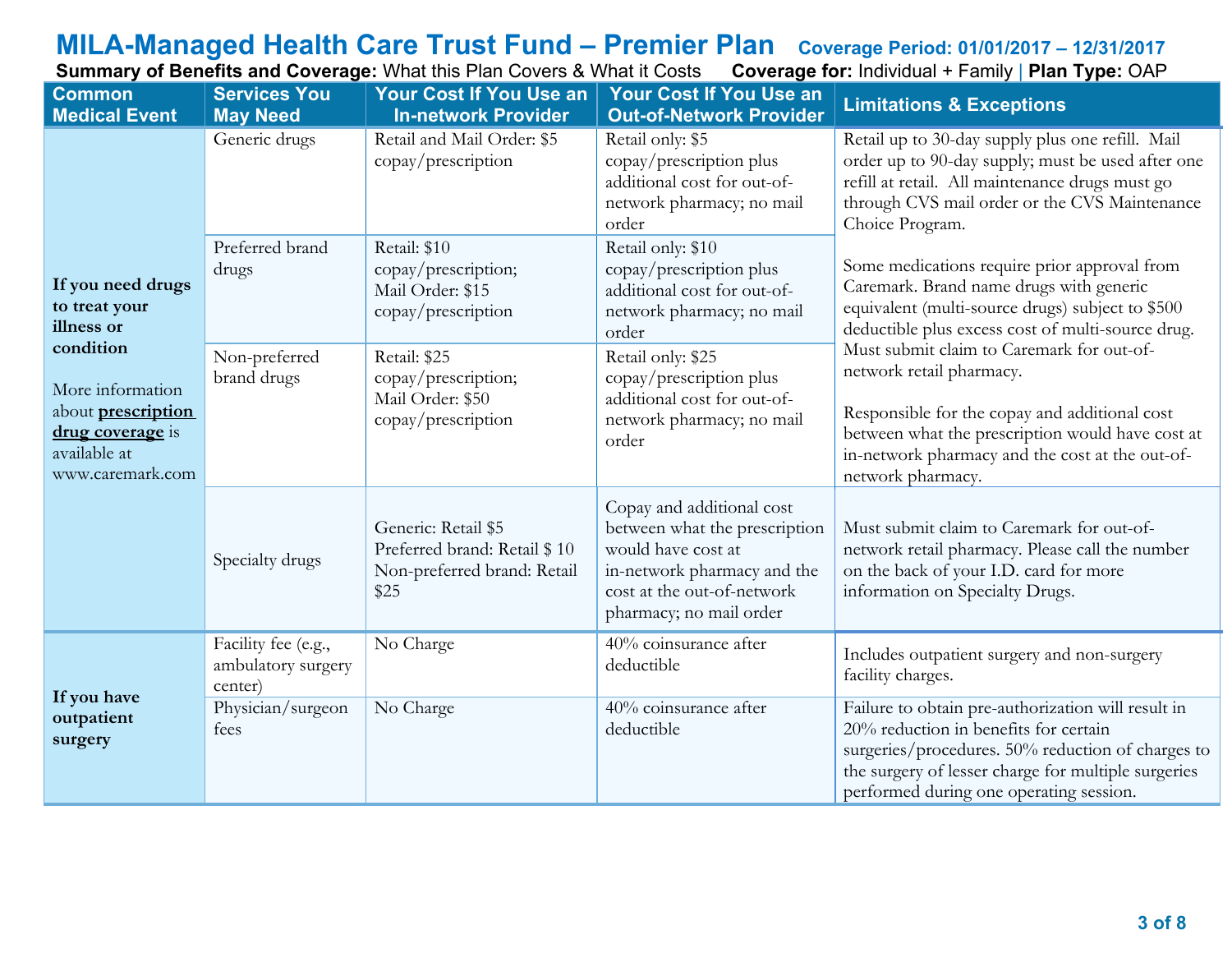# MILA-Managed Health Care Trust Fund – Premier Plan

**Coverage Period: 01/01/2017 – 12/31/2017**

**Summary of Benefits and Coverage:** What this Plan Covers & What it Costs **Coverage for:** Individual + Family | **Plan Type:** OAP

| Common Medical Event | Services You May Need | Your Cost If You Use an In-network Provider | Your Cost If You Use an Out-of-Network Provider | Limitations & Exceptions |
|---|---|---|---|---|
| **If you need drugs to treat your illness or condition** More information about **prescription drug coverage** is available at www.caremark.com | Generic drugs | Retail and Mail Order: $5 copay/prescription | Retail only: $5 copay/prescription plus additional cost for out-of-network pharmacy; no mail order | Retail up to 30-day supply plus one refill. Mail order up to 90-day supply; must be used after one refill at retail. All maintenance drugs must go through CVS mail order or the CVS Maintenance Choice Program. Some medications require prior approval from Caremark. Brand name drugs with generic equivalent (multi-source drugs) subject to $500 deductible plus excess cost of multi-source drug. Must submit claim to Caremark for out-of-network retail pharmacy. Responsible for the copay and additional cost between what the prescription would have cost at in-network pharmacy and the cost at the out-of-network pharmacy. |
| | Preferred brand drugs | Retail: $10 copay/prescription; Mail Order: $15 copay/prescription | Retail only: $10 copay/prescription plus additional cost for out-of-network pharmacy; no mail order | |
| | Non-preferred brand drugs | Retail: $25 copay/prescription; Mail Order: $50 copay/prescription | Retail only: $25 copay/prescription plus additional cost for out-of-network pharmacy; no mail order | |
| | Specialty drugs | Generic: Retail $5 Preferred brand: Retail $ 10 Non-preferred brand: Retail $25 | Copay and additional cost between what the prescription would have cost at in-network pharmacy and the cost at the out-of-network pharmacy; no mail order | Must submit claim to Caremark for out-of-network retail pharmacy. Please call the number on the back of your I.D. card for more information on Specialty Drugs. |
| **If you have outpatient surgery** | Facility fee (e.g., ambulatory surgery center) | No Charge | 40% coinsurance after deductible | Includes outpatient surgery and non-surgery facility charges. |
| | Physician/surgeon fees | No Charge | 40% coinsurance after deductible | Failure to obtain pre-authorization will result in 20% reduction in benefits for certain surgeries/procedures. 50% reduction of charges to the surgery of lesser charge for multiple surgeries performed during one operating session. |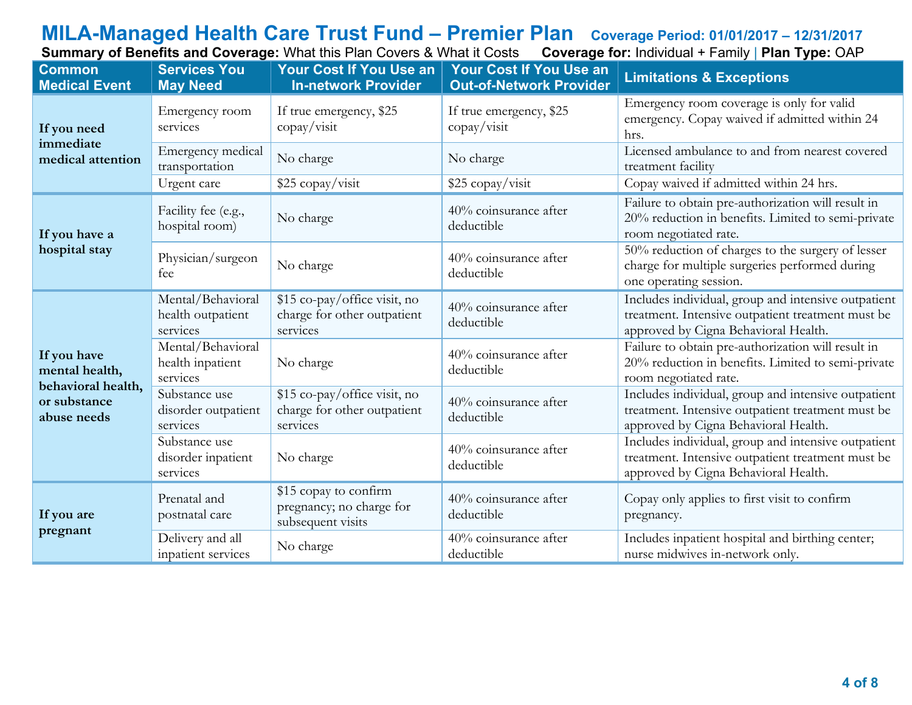# MILA-Managed Health Care Trust Fund – Premier Plan

**Coverage Period: 01/01/2017 – 12/31/2017**

**Summary of Benefits and Coverage:** What this Plan Covers & What it Costs **Coverage for:** Individual + Family | **Plan Type:** OAP

| Common Medical Event | Services You May Need | Your Cost If You Use an In-network Provider | Your Cost If You Use an Out-of-Network Provider | Limitations & Exceptions |
|---|---|---|---|---|
| **If you need immediate medical attention** | Emergency room services | If true emergency, $25 copay/visit | If true emergency, $25 copay/visit | Emergency room coverage is only for valid emergency. Copay waived if admitted within 24 hrs. |
| | Emergency medical transportation | No charge | No charge | Licensed ambulance to and from nearest covered treatment facility |
| | Urgent care | $25 copay/visit | $25 copay/visit | Copay waived if admitted within 24 hrs. |
| **If you have a hospital stay** | Facility fee (e.g., hospital room) | No charge | 40% coinsurance after deductible | Failure to obtain pre-authorization will result in 20% reduction in benefits. Limited to semi-private room negotiated rate. |
| | Physician/surgeon fee | No charge | 40% coinsurance after deductible | 50% reduction of charges to the surgery of lesser charge for multiple surgeries performed during one operating session. |
| **If you have mental health, behavioral health, or substance abuse needs** | Mental/Behavioral health outpatient services | $15 co-pay/office visit, no charge for other outpatient services | 40% coinsurance after deductible | Includes individual, group and intensive outpatient treatment. Intensive outpatient treatment must be approved by Cigna Behavioral Health. |
| | Mental/Behavioral health inpatient services | No charge | 40% coinsurance after deductible | Failure to obtain pre-authorization will result in 20% reduction in benefits. Limited to semi-private room negotiated rate. |
| | Substance use disorder outpatient services | $15 co-pay/office visit, no charge for other outpatient services | 40% coinsurance after deductible | Includes individual, group and intensive outpatient treatment. Intensive outpatient treatment must be approved by Cigna Behavioral Health. |
| | Substance use disorder inpatient services | No charge | 40% coinsurance after deductible | Includes individual, group and intensive outpatient treatment. Intensive outpatient treatment must be approved by Cigna Behavioral Health. |
| **If you are pregnant** | Prenatal and postnatal care | $15 copay to confirm pregnancy; no charge for subsequent visits | 40% coinsurance after deductible | Copay only applies to first visit to confirm pregnancy. |
| | Delivery and all inpatient services | No charge | 40% coinsurance after deductible | Includes inpatient hospital and birthing center; nurse midwives in-network only. |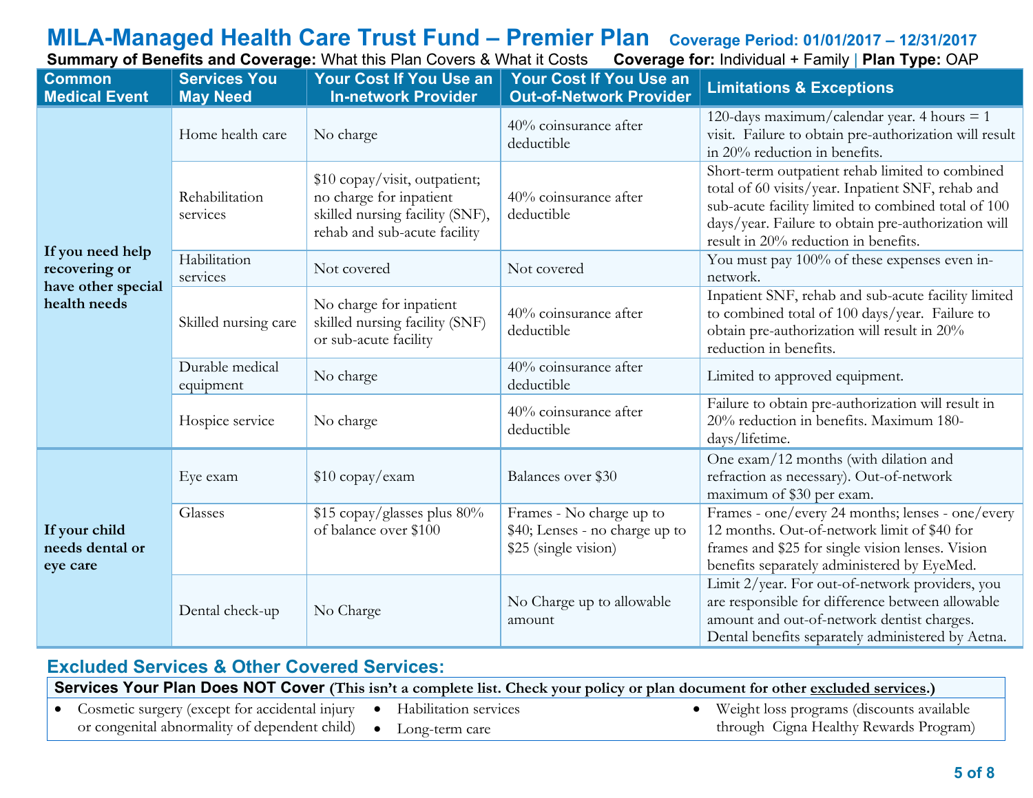# MILA-Managed Health Care Trust Fund – Premier Plan

**Coverage Period: 01/01/2017 – 12/31/2017**

**Summary of Benefits and Coverage:** What this Plan Covers & What it Costs **Coverage for:** Individual + Family | **Plan Type:** OAP

| Common Medical Event | Services You May Need | Your Cost If You Use an In-network Provider | Your Cost If You Use an Out-of-Network Provider | Limitations & Exceptions |
|---|---|---|---|---|
| **If you need help recovering or have other special health needs** | Home health care | No charge | 40% coinsurance after deductible | 120-days maximum/calendar year. 4 hours = 1 visit. Failure to obtain pre-authorization will result in 20% reduction in benefits. |
| | Rehabilitation services | $10 copay/visit, outpatient; no charge for inpatient skilled nursing facility (SNF), rehab and sub-acute facility | 40% coinsurance after deductible | Short-term outpatient rehab limited to combined total of 60 visits/year. Inpatient SNF, rehab and sub-acute facility limited to combined total of 100 days/year. Failure to obtain pre-authorization will result in 20% reduction in benefits. |
| | Habilitation services | Not covered | Not covered | You must pay 100% of these expenses even in-network. |
| | Skilled nursing care | No charge for inpatient skilled nursing facility (SNF) or sub-acute facility | 40% coinsurance after deductible | Inpatient SNF, rehab and sub-acute facility limited to combined total of 100 days/year. Failure to obtain pre-authorization will result in 20% reduction in benefits. |
| | Durable medical equipment | No charge | 40% coinsurance after deductible | Limited to approved equipment. |
| | Hospice service | No charge | 40% coinsurance after deductible | Failure to obtain pre-authorization will result in 20% reduction in benefits. Maximum 180-days/lifetime. |
| **If your child needs dental or eye care** | Eye exam | $10 copay/exam | Balances over $30 | One exam/12 months (with dilation and refraction as necessary). Out-of-network maximum of $30 per exam. |
| | Glasses | $15 copay/glasses plus 80% of balance over $100 | Frames - No charge up to $40; Lenses - no charge up to $25 (single vision) | Frames - one/every 24 months; lenses - one/every 12 months. Out-of-network limit of $40 for frames and $25 for single vision lenses. Vision benefits separately administered by EyeMed. |
| | Dental check-up | No Charge | No Charge up to allowable amount | Limit 2/year. For out-of-network providers, you are responsible for difference between allowable amount and out-of-network dentist charges. Dental benefits separately administered by Aetna. |

## Excluded Services & Other Covered Services:

**Services Your Plan Does NOT Cover (This isn't a complete list. Check your policy or plan document for other excluded services.)**

- Cosmetic surgery (except for accidental injury or congenital abnormality of dependent child)
- Habilitation services
- Long-term care
- Weight loss programs (discounts available through Cigna Healthy Rewards Program)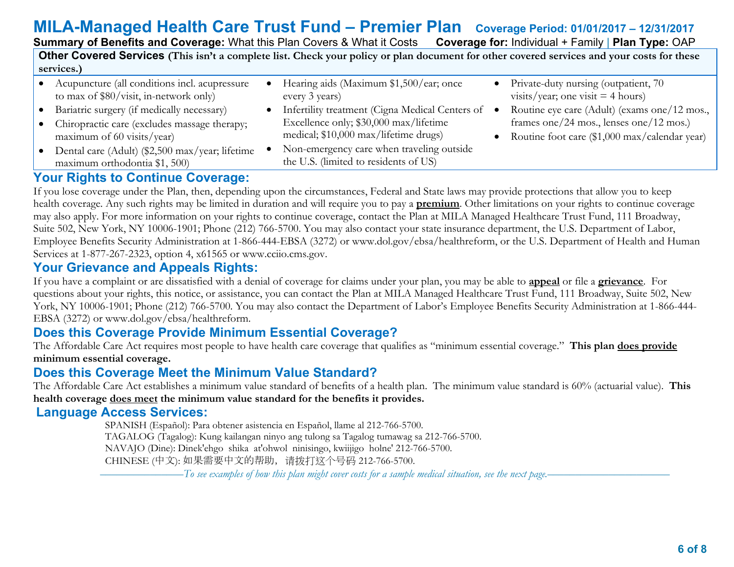**Other Covered Services (This isn't a complete list. Check your policy or plan document for other covered services and your costs for these services.)**

- Acupuncture (all conditions incl. acupressure to max of $80/visit, in-network only)
- Bariatric surgery (if medically necessary)
- Chiropractic care (excludes massage therapy; maximum of 60 visits/year)
- Dental care (Adult) ($2,500 max/year; lifetime maximum orthodontia $1, 500)
- Hearing aids (Maximum $1,500/ear; once every 3 years)
- Infertility treatment (Cigna Medical Centers of Excellence only; $30,000 max/lifetime medical; $10,000 max/lifetime drugs)
- Non-emergency care when traveling outside the U.S. (limited to residents of US)
- Private-duty nursing (outpatient, 70 visits/year; one visit = 4 hours)
- Routine eye care (Adult) (exams one/12 mos., frames one/24 mos., lenses one/12 mos.)
- Routine foot care ($1,000 max/calendar year)

## Your Rights to Continue Coverage:

If you lose coverage under the Plan, then, depending upon the circumstances, Federal and State laws may provide protections that allow you to keep health coverage. Any such rights may be limited in duration and will require you to pay a **premium**. Other limitations on your rights to continue coverage may also apply. For more information on your rights to continue coverage, contact the Plan at MILA Managed Healthcare Trust Fund, 111 Broadway, Suite 502, New York, NY 10006-1901; Phone (212) 766-5700. You may also contact your state insurance department, the U.S. Department of Labor, Employee Benefits Security Administration at 1-866-444-EBSA (3272) or www.dol.gov/ebsa/healthreform, or the U.S. Department of Health and Human Services at 1-877-267-2323, option 4, x61565 or www.cciio.cms.gov.

## Your Grievance and Appeals Rights:

If you have a complaint or are dissatisfied with a denial of coverage for claims under your plan, you may be able to **appeal** or file a **grievance**. For questions about your rights, this notice, or assistance, you can contact the Plan at MILA Managed Healthcare Trust Fund, 111 Broadway, Suite 502, New York, NY 10006-1901; Phone (212) 766-5700. You may also contact the Department of Labor's Employee Benefits Security Administration at 1-866-444-EBSA (3272) or www.dol.gov/ebsa/healthreform.

## Does this Coverage Provide Minimum Essential Coverage?

The Affordable Care Act requires most people to have health care coverage that qualifies as "minimum essential coverage." **This plan does provide minimum essential coverage.**

## Does this Coverage Meet the Minimum Value Standard?

The Affordable Care Act establishes a minimum value standard of benefits of a health plan. The minimum value standard is 60% (actuarial value). **This health coverage does meet the minimum value standard for the benefits it provides.**

## Language Access Services:

SPANISH (Español): Para obtener asistencia en Español, llame al 212-766-5700.
TAGALOG (Tagalog): Kung kailangan ninyo ang tulong sa Tagalog tumawag sa 212-766-5700.
NAVAJO (Dine): Dinek'ehgo shika at'ohwol ninisingo, kwiijigo holne' 212-766-5700.
CHINESE (中文): 如果需要中文的帮助，请拨打这个号码 212-766-5700.

*To see examples of how this plan might cover costs for a sample medical situation, see the next page.*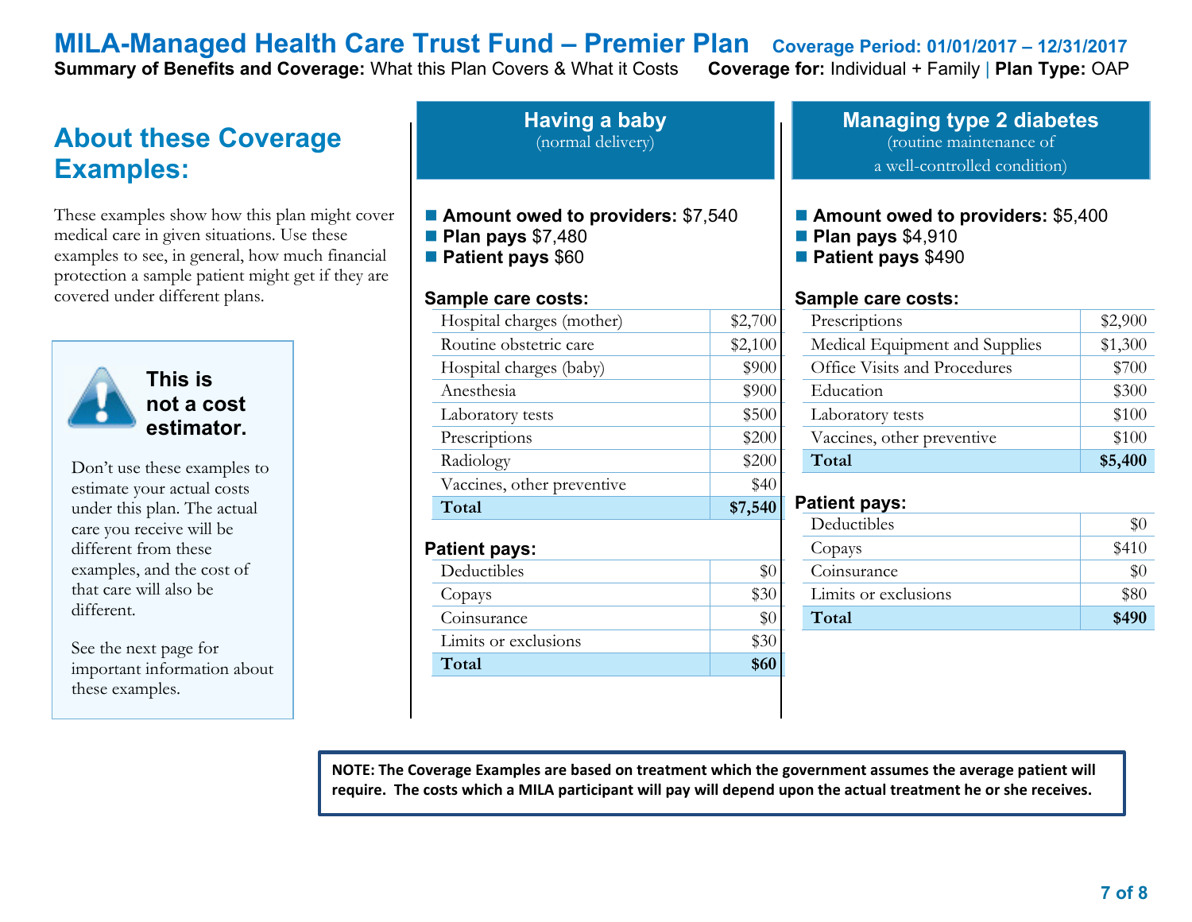# MILA-Managed Health Care Trust Fund – Premier Plan

**Coverage Period: 01/01/2017 – 12/31/2017**

**Summary of Benefits and Coverage:** What this Plan Covers & What it Costs **Coverage for:** Individual + Family | **Plan Type:** OAP

## About these Coverage Examples:

These examples show how this plan might cover medical care in given situations. Use these examples to see, in general, how much financial protection a sample patient might get if they are covered under different plans.

**This is not a cost estimator.**

Don't use these examples to estimate your actual costs under this plan. The actual care you receive will be different from these examples, and the cost of that care will also be different.

See the next page for important information about these examples.

## Having a baby
(normal delivery)

- **Amount owed to providers:** $7,540
- **Plan pays** $7,480
- **Patient pays** $60

**Sample care costs:**

| | |
|---|---|
| Hospital charges (mother) | $2,700 |
| Routine obstetric care | $2,100 |
| Hospital charges (baby) | $900 |
| Anesthesia | $900 |
| Laboratory tests | $500 |
| Prescriptions | $200 |
| Radiology | $200 |
| Vaccines, other preventive | $40 |
| **Total** | **$7,540** |

**Patient pays:**

| | |
|---|---|
| Deductibles | $0 |
| Copays | $30 |
| Coinsurance | $0 |
| Limits or exclusions | $30 |
| **Total** | **$60** |

## Managing type 2 diabetes
(routine maintenance of a well-controlled condition)

- **Amount owed to providers:** $5,400
- **Plan pays** $4,910
- **Patient pays** $490

**Sample care costs:**

| | |
|---|---|
| Prescriptions | $2,900 |
| Medical Equipment and Supplies | $1,300 |
| Office Visits and Procedures | $700 |
| Education | $300 |
| Laboratory tests | $100 |
| Vaccines, other preventive | $100 |
| **Total** | **$5,400** |

**Patient pays:**

| | |
|---|---|
| Deductibles | $0 |
| Copays | $410 |
| Coinsurance | $0 |
| Limits or exclusions | $80 |
| **Total** | **$490** |

**NOTE: The Coverage Examples are based on treatment which the government assumes the average patient will require. The costs which a MILA participant will pay will depend upon the actual treatment he or she receives.**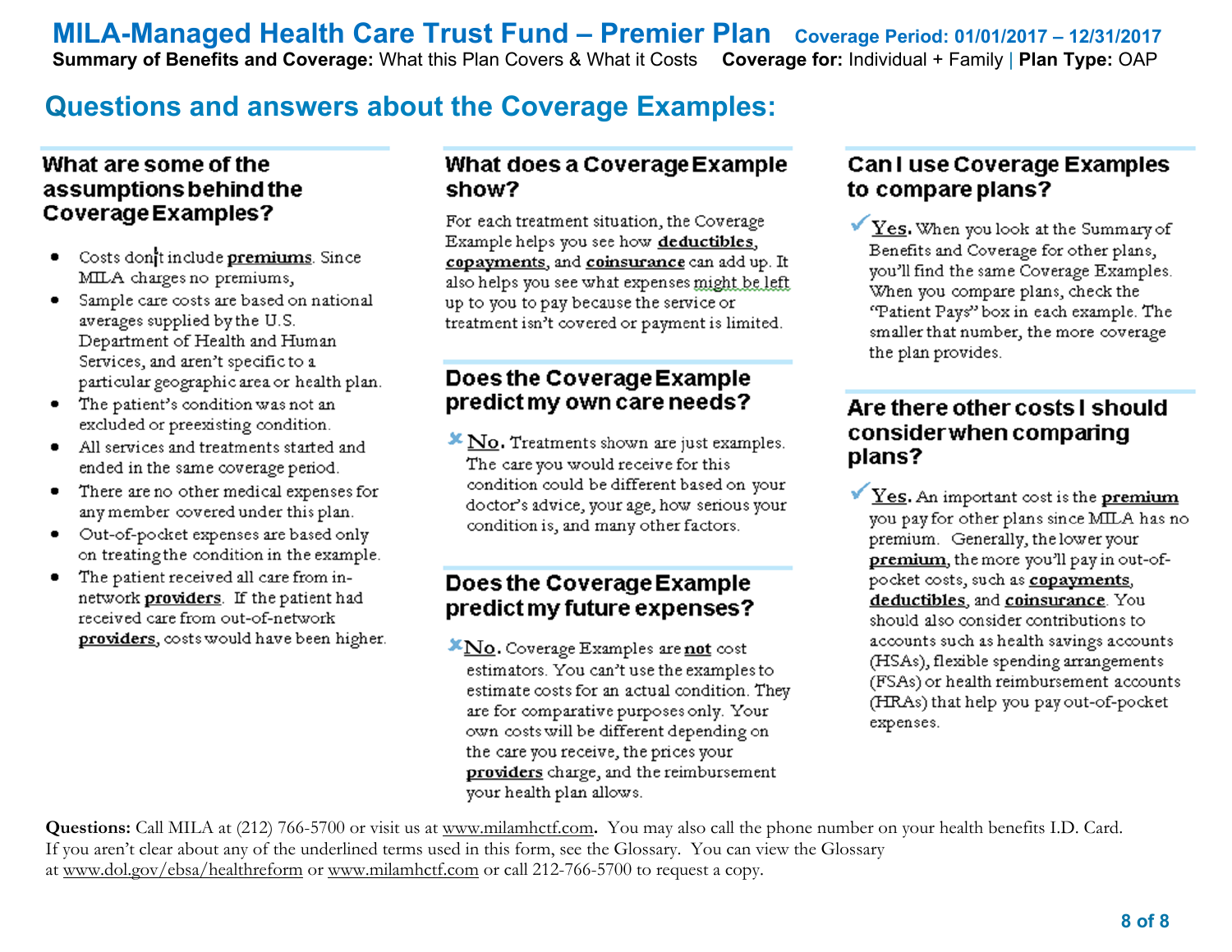# MILA-Managed Health Care Trust Fund – Premier Plan

**Coverage Period: 01/01/2017 – 12/31/2017**

**Summary of Benefits and Coverage:** What this Plan Covers & What it Costs **Coverage for:** Individual + Family | **Plan Type:** OAP

## Questions and answers about the Coverage Examples:

### What are some of the assumptions behind the Coverage Examples?

- Costs don't include **premiums**. Since MILA charges no premiums,
- Sample care costs are based on national averages supplied by the U.S. Department of Health and Human Services, and aren't specific to a particular geographic area or health plan.
- The patient's condition was not an excluded or preexisting condition.
- All services and treatments started and ended in the same coverage period.
- There are no other medical expenses for any member covered under this plan.
- Out-of-pocket expenses are based only on treating the condition in the example.
- The patient received all care from in-network **providers**. If the patient had received care from out-of-network **providers**, costs would have been higher.

### What does a Coverage Example show?

For each treatment situation, the Coverage Example helps you see how **deductibles**, **copayments**, and **coinsurance** can add up. It also helps you see what expenses might be left up to you to pay because the service or treatment isn't covered or payment is limited.

### Does the Coverage Example predict my own care needs?

✗ **No.** Treatments shown are just examples. The care you would receive for this condition could be different based on your doctor's advice, your age, how serious your condition is, and many other factors.

### Does the Coverage Example predict my future expenses?

✗ **No.** Coverage Examples are **not** cost estimators. You can't use the examples to estimate costs for an actual condition. They are for comparative purposes only. Your own costs will be different depending on the care you receive, the prices your **providers** charge, and the reimbursement your health plan allows.

### Can I use Coverage Examples to compare plans?

✓ **Yes.** When you look at the Summary of Benefits and Coverage for other plans, you'll find the same Coverage Examples. When you compare plans, check the "Patient Pays" box in each example. The smaller that number, the more coverage the plan provides.

### Are there other costs I should consider when comparing plans?

✓ **Yes.** An important cost is the **premium** you pay for other plans since MILA has no premium. Generally, the lower your **premium**, the more you'll pay in out-of-pocket costs, such as **copayments**, **deductibles**, and **coinsurance**. You should also consider contributions to accounts such as health savings accounts (HSAs), flexible spending arrangements (FSAs) or health reimbursement accounts (HRAs) that help you pay out-of-pocket expenses.

**Questions:** Call MILA at (212) 766-5700 or visit us at www.milamhctf.com. You may also call the phone number on your health benefits I.D. Card. If you aren't clear about any of the underlined terms used in this form, see the Glossary. You can view the Glossary at www.dol.gov/ebsa/healthreform or www.milamhctf.com or call 212-766-5700 to request a copy.